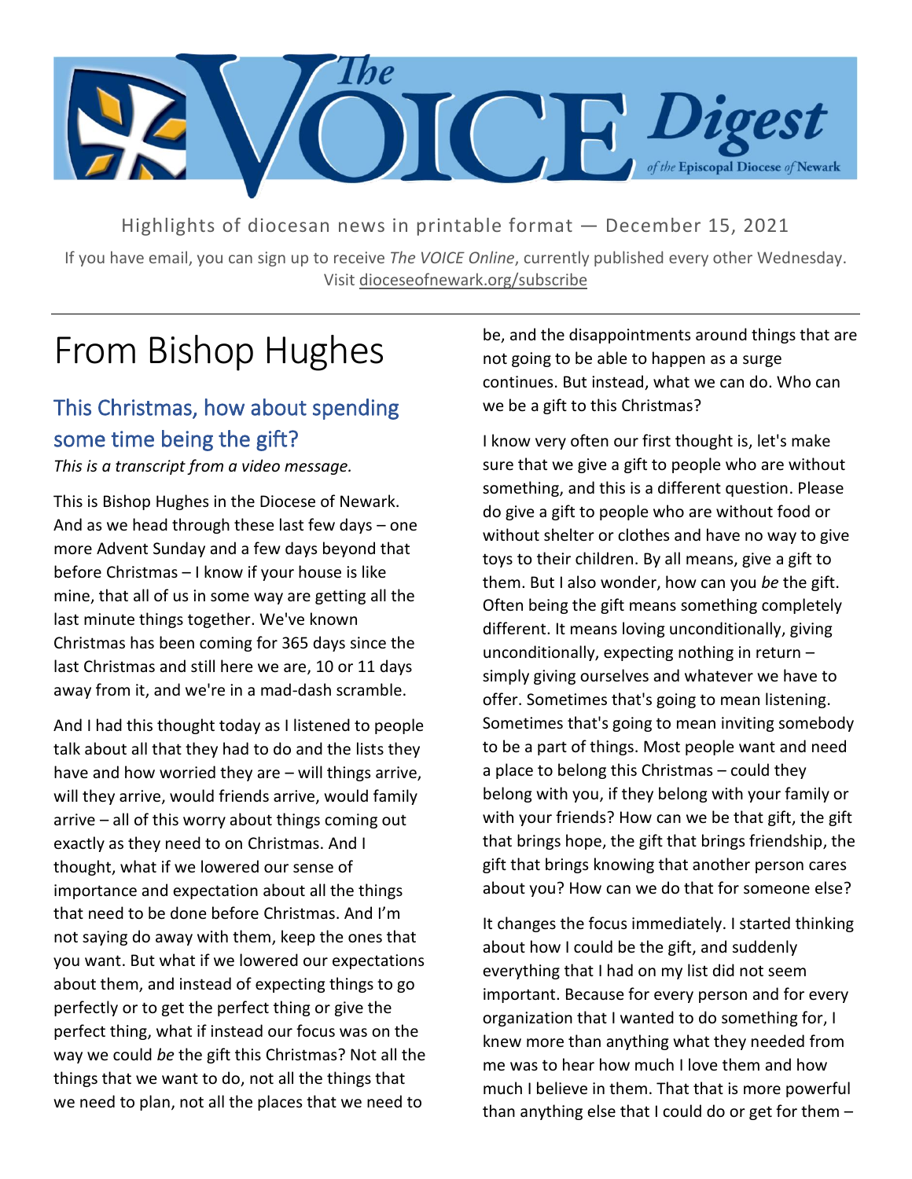# The VOICE Digest of the Episcopal Diocese of Newark

Highlights of diocesan news in printable format — December 15, 2021

If you have email, you can sign up to receive *The VOICE Online*, currently published every other Wednesday. Visit dioceseofnewark.org/subscribe

# From Bishop Hughes

## This Christmas, how about spending some time being the gift?

*This is a transcript from a video message.*

This is Bishop Hughes in the Diocese of Newark. And as we head through these last few days – one more Advent Sunday and a few days beyond that before Christmas – I know if your house is like mine, that all of us in some way are getting all the last minute things together. We've known Christmas has been coming for 365 days since the last Christmas and still here we are, 10 or 11 days away from it, and we're in a mad-dash scramble.

And I had this thought today as I listened to people talk about all that they had to do and the lists they have and how worried they are – will things arrive, will they arrive, would friends arrive, would family arrive – all of this worry about things coming out exactly as they need to on Christmas. And I thought, what if we lowered our sense of importance and expectation about all the things that need to be done before Christmas. And I'm not saying do away with them, keep the ones that you want. But what if we lowered our expectations about them, and instead of expecting things to go perfectly or to get the perfect thing or give the perfect thing, what if instead our focus was on the way we could *be* the gift this Christmas? Not all the things that we want to do, not all the things that we need to plan, not all the places that we need to be, and the disappointments around things that are not going to be able to happen as a surge continues. But instead, what we can do. Who can we be a gift to this Christmas?

I know very often our first thought is, let's make sure that we give a gift to people who are without something, and this is a different question. Please do give a gift to people who are without food or without shelter or clothes and have no way to give toys to their children. By all means, give a gift to them. But I also wonder, how can you *be* the gift. Often being the gift means something completely different. It means loving unconditionally, giving unconditionally, expecting nothing in return – simply giving ourselves and whatever we have to offer. Sometimes that's going to mean listening. Sometimes that's going to mean inviting somebody to be a part of things. Most people want and need a place to belong this Christmas – could they belong with you, if they belong with your family or with your friends? How can we be that gift, the gift that brings hope, the gift that brings friendship, the gift that brings knowing that another person cares about you? How can we do that for someone else?

It changes the focus immediately. I started thinking about how I could be the gift, and suddenly everything that I had on my list did not seem important. Because for every person and for every organization that I wanted to do something for, I knew more than anything what they needed from me was to hear how much I love them and how much I believe in them. That that is more powerful than anything else that I could do or get for them –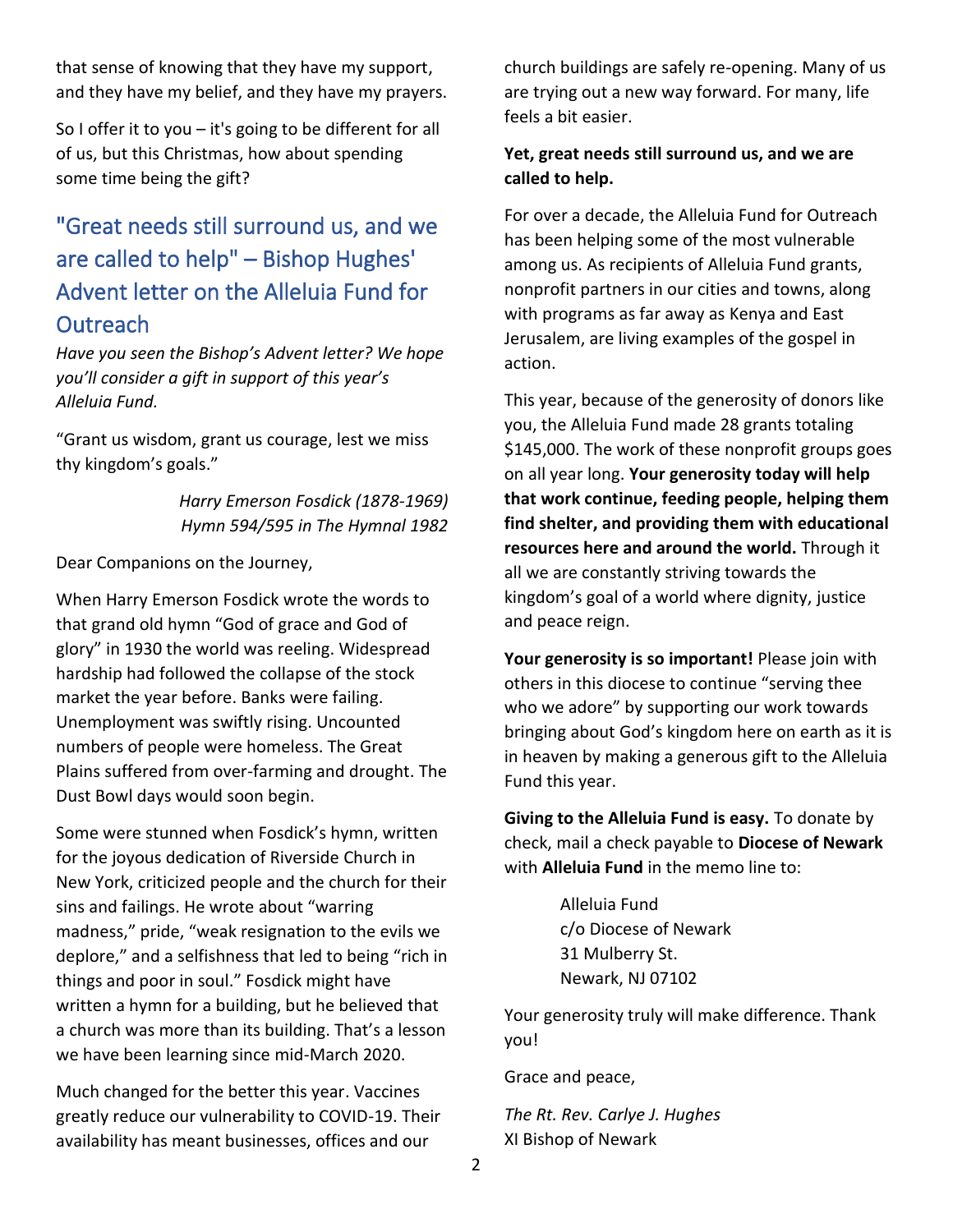that sense of knowing that they have my support, and they have my belief, and they have my prayers.

So I offer it to you – it's going to be different for all of us, but this Christmas, how about spending some time being the gift?

## "Great needs still surround us, and we are called to help" – Bishop Hughes' Advent letter on the Alleluia Fund for Outreach

*Have you seen the Bishop's Advent letter? We hope you'll consider a gift in support of this year's Alleluia Fund.*

"Grant us wisdom, grant us courage, lest we miss thy kingdom's goals."

*Harry Emerson Fosdick (1878-1969)*
*Hymn 594/595 in The Hymnal 1982*

Dear Companions on the Journey,

When Harry Emerson Fosdick wrote the words to that grand old hymn "God of grace and God of glory" in 1930 the world was reeling. Widespread hardship had followed the collapse of the stock market the year before. Banks were failing. Unemployment was swiftly rising. Uncounted numbers of people were homeless. The Great Plains suffered from over-farming and drought. The Dust Bowl days would soon begin.

Some were stunned when Fosdick's hymn, written for the joyous dedication of Riverside Church in New York, criticized people and the church for their sins and failings. He wrote about "warring madness," pride, "weak resignation to the evils we deplore," and a selfishness that led to being "rich in things and poor in soul." Fosdick might have written a hymn for a building, but he believed that a church was more than its building. That's a lesson we have been learning since mid-March 2020.

Much changed for the better this year. Vaccines greatly reduce our vulnerability to COVID-19. Their availability has meant businesses, offices and our church buildings are safely re-opening. Many of us are trying out a new way forward. For many, life feels a bit easier.

**Yet, great needs still surround us, and we are called to help.**

For over a decade, the Alleluia Fund for Outreach has been helping some of the most vulnerable among us. As recipients of Alleluia Fund grants, nonprofit partners in our cities and towns, along with programs as far away as Kenya and East Jerusalem, are living examples of the gospel in action.

This year, because of the generosity of donors like you, the Alleluia Fund made 28 grants totaling $145,000. The work of these nonprofit groups goes on all year long. **Your generosity today will help that work continue, feeding people, helping them find shelter, and providing them with educational resources here and around the world.** Through it all we are constantly striving towards the kingdom's goal of a world where dignity, justice and peace reign.

**Your generosity is so important!** Please join with others in this diocese to continue "serving thee who we adore" by supporting our work towards bringing about God's kingdom here on earth as it is in heaven by making a generous gift to the Alleluia Fund this year.

**Giving to the Alleluia Fund is easy.** To donate by check, mail a check payable to **Diocese of Newark** with **Alleluia Fund** in the memo line to:

Alleluia Fund
c/o Diocese of Newark
31 Mulberry St.
Newark, NJ 07102

Your generosity truly will make difference. Thank you!

Grace and peace,

*The Rt. Rev. Carlye J. Hughes*
XI Bishop of Newark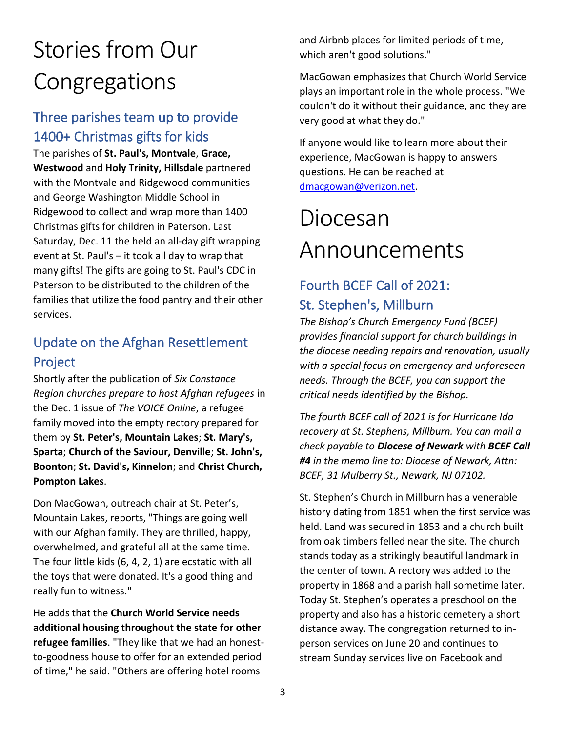# Stories from Our Congregations

## Three parishes team up to provide 1400+ Christmas gifts for kids

The parishes of **St. Paul's, Montvale**, **Grace, Westwood** and **Holy Trinity, Hillsdale** partnered with the Montvale and Ridgewood communities and George Washington Middle School in Ridgewood to collect and wrap more than 1400 Christmas gifts for children in Paterson. Last Saturday, Dec. 11 the held an all-day gift wrapping event at St. Paul's – it took all day to wrap that many gifts! The gifts are going to St. Paul's CDC in Paterson to be distributed to the children of the families that utilize the food pantry and their other services.

## Update on the Afghan Resettlement Project

Shortly after the publication of *Six Constance Region churches prepare to host Afghan refugees* in the Dec. 1 issue of *The VOICE Online*, a refugee family moved into the empty rectory prepared for them by **St. Peter's, Mountain Lakes**; **St. Mary's, Sparta**; **Church of the Saviour, Denville**; **St. John's, Boonton**; **St. David's, Kinnelon**; and **Christ Church, Pompton Lakes**.

Don MacGowan, outreach chair at St. Peter's, Mountain Lakes, reports, "Things are going well with our Afghan family. They are thrilled, happy, overwhelmed, and grateful all at the same time. The four little kids (6, 4, 2, 1) are ecstatic with all the toys that were donated. It's a good thing and really fun to witness."

He adds that the **Church World Service needs additional housing throughout the state for other refugee families**. "They like that we had an honest-to-goodness house to offer for an extended period of time," he said. "Others are offering hotel rooms and Airbnb places for limited periods of time, which aren't good solutions."

MacGowan emphasizes that Church World Service plays an important role in the whole process. "We couldn't do it without their guidance, and they are very good at what they do."

If anyone would like to learn more about their experience, MacGowan is happy to answers questions. He can be reached at [dmacgowan@verizon.net](mailto:dmacgowan@verizon.net).

# Diocesan Announcements

## Fourth BCEF Call of 2021: St. Stephen's, Millburn

*The Bishop's Church Emergency Fund (BCEF) provides financial support for church buildings in the diocese needing repairs and renovation, usually with a special focus on emergency and unforeseen needs. Through the BCEF, you can support the critical needs identified by the Bishop.*

*The fourth BCEF call of 2021 is for Hurricane Ida recovery at St. Stephens, Millburn. You can mail a check payable to **Diocese of Newark** with **BCEF Call #4** in the memo line to: Diocese of Newark, Attn: BCEF, 31 Mulberry St., Newark, NJ 07102.*

St. Stephen's Church in Millburn has a venerable history dating from 1851 when the first service was held. Land was secured in 1853 and a church built from oak timbers felled near the site. The church stands today as a strikingly beautiful landmark in the center of town. A rectory was added to the property in 1868 and a parish hall sometime later. Today St. Stephen's operates a preschool on the property and also has a historic cemetery a short distance away. The congregation returned to in-person services on June 20 and continues to stream Sunday services live on Facebook and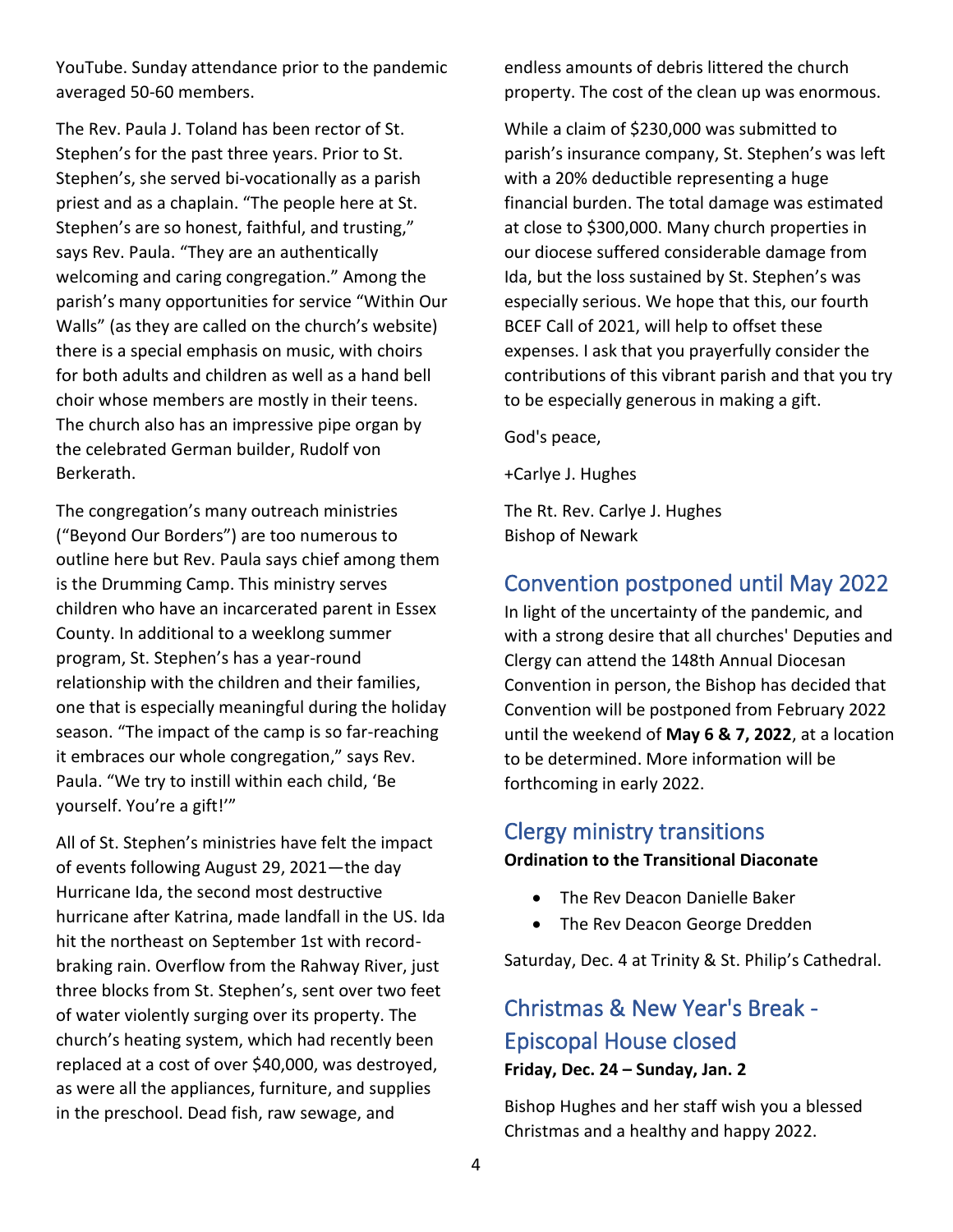YouTube. Sunday attendance prior to the pandemic averaged 50-60 members.

The Rev. Paula J. Toland has been rector of St. Stephen's for the past three years. Prior to St. Stephen's, she served bi-vocationally as a parish priest and as a chaplain. "The people here at St. Stephen's are so honest, faithful, and trusting," says Rev. Paula. "They are an authentically welcoming and caring congregation." Among the parish's many opportunities for service "Within Our Walls" (as they are called on the church's website) there is a special emphasis on music, with choirs for both adults and children as well as a hand bell choir whose members are mostly in their teens. The church also has an impressive pipe organ by the celebrated German builder, Rudolf von Berkerath.

The congregation's many outreach ministries ("Beyond Our Borders") are too numerous to outline here but Rev. Paula says chief among them is the Drumming Camp. This ministry serves children who have an incarcerated parent in Essex County. In additional to a weeklong summer program, St. Stephen's has a year-round relationship with the children and their families, one that is especially meaningful during the holiday season. "The impact of the camp is so far-reaching it embraces our whole congregation," says Rev. Paula. "We try to instill within each child, 'Be yourself. You're a gift!'"

All of St. Stephen's ministries have felt the impact of events following August 29, 2021—the day Hurricane Ida, the second most destructive hurricane after Katrina, made landfall in the US. Ida hit the northeast on September 1st with record-braking rain. Overflow from the Rahway River, just three blocks from St. Stephen's, sent over two feet of water violently surging over its property. The church's heating system, which had recently been replaced at a cost of over $40,000, was destroyed, as were all the appliances, furniture, and supplies in the preschool. Dead fish, raw sewage, and endless amounts of debris littered the church property. The cost of the clean up was enormous.

While a claim of $230,000 was submitted to parish's insurance company, St. Stephen's was left with a 20% deductible representing a huge financial burden. The total damage was estimated at close to $300,000. Many church properties in our diocese suffered considerable damage from Ida, but the loss sustained by St. Stephen's was especially serious. We hope that this, our fourth BCEF Call of 2021, will help to offset these expenses. I ask that you prayerfully consider the contributions of this vibrant parish and that you try to be especially generous in making a gift.

God's peace,

+Carlye J. Hughes

The Rt. Rev. Carlye J. Hughes
Bishop of Newark

## Convention postponed until May 2022

In light of the uncertainty of the pandemic, and with a strong desire that all churches' Deputies and Clergy can attend the 148th Annual Diocesan Convention in person, the Bishop has decided that Convention will be postponed from February 2022 until the weekend of **May 6 & 7, 2022**, at a location to be determined. More information will be forthcoming in early 2022.

## Clergy ministry transitions

**Ordination to the Transitional Diaconate**

- The Rev Deacon Danielle Baker
- The Rev Deacon George Dredden

Saturday, Dec. 4 at Trinity & St. Philip's Cathedral.

## Christmas & New Year's Break - Episcopal House closed

**Friday, Dec. 24 – Sunday, Jan. 2**

Bishop Hughes and her staff wish you a blessed Christmas and a healthy and happy 2022.